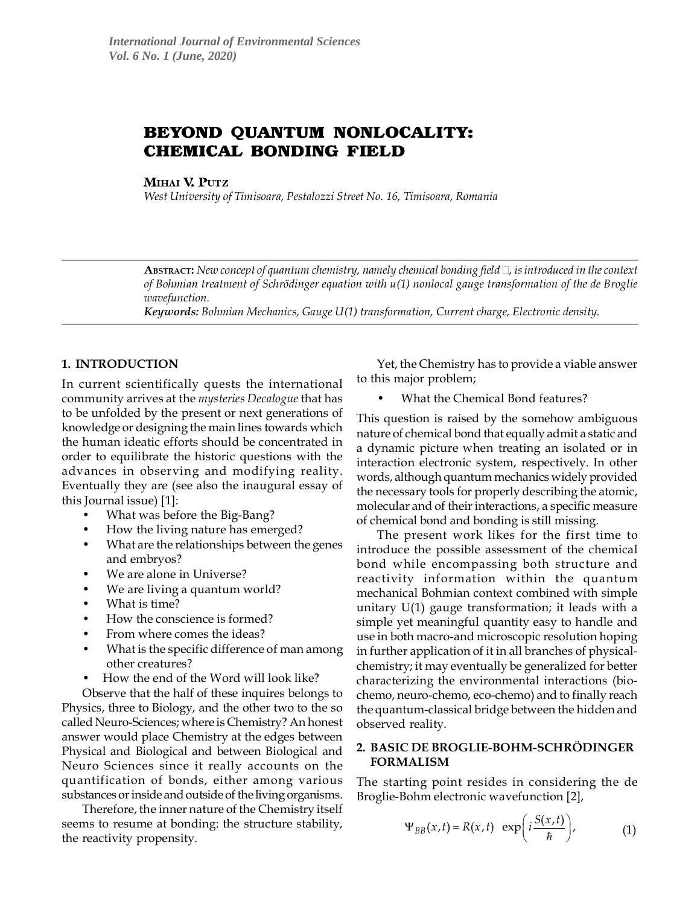# BEYOND QUANTUM NONLOCALITY: CHEMICAL BONDING FIELD

**Mihai V. Putz**

*West University of Timisoara, Pestalozzi Street No. 16, Timisoara, Romania*

---

**Abstract:** *New concept of quantum chemistry, namely chemical bonding field* □*, is introduced in the context of Bohmian treatment of Schrödinger equation with u(1) nonlocal gauge transformation of the de Broglie wavefunction.*

***Keywords:*** *Bohmian Mechanics, Gauge U(1) transformation, Current charge, Electronic density.*

---

## 1. INTRODUCTION

In current scientifically quests the international community arrives at the *mysteries Decalogue* that has to be unfolded by the present or next generations of knowledge or designing the main lines towards which the human ideatic efforts should be concentrated in order to equilibrate the historic questions with the advances in observing and modifying reality. Eventually they are (see also the inaugural essay of this Journal issue) [1]:

- What was before the Big-Bang?
- How the living nature has emerged?
- What are the relationships between the genes and embryos?
- We are alone in Universe?
- We are living a quantum world?
- What is time?
- How the conscience is formed?
- From where comes the ideas?
- What is the specific difference of man among other creatures?
- How the end of the Word will look like?

Observe that the half of these inquires belongs to Physics, three to Biology, and the other two to the so called Neuro-Sciences; where is Chemistry? An honest answer would place Chemistry at the edges between Physical and Biological and between Biological and Neuro Sciences since it really accounts on the quantification of bonds, either among various substances or inside and outside of the living organisms.

Therefore, the inner nature of the Chemistry itself seems to resume at bonding: the structure stability, the reactivity propensity.

Yet, the Chemistry has to provide a viable answer to this major problem;

- What the Chemical Bond features?

This question is raised by the somehow ambiguous nature of chemical bond that equally admit a static and a dynamic picture when treating an isolated or in interaction electronic system, respectively. In other words, although quantum mechanics widely provided the necessary tools for properly describing the atomic, molecular and of their interactions, a specific measure of chemical bond and bonding is still missing.

The present work likes for the first time to introduce the possible assessment of the chemical bond while encompassing both structure and reactivity information within the quantum mechanical Bohmian context combined with simple unitary U(1) gauge transformation; it leads with a simple yet meaningful quantity easy to handle and use in both macro-and microscopic resolution hoping in further application of it in all branches of physical-chemistry; it may eventually be generalized for better characterizing the environmental interactions (bio-chemo, neuro-chemo, eco-chemo) and to finally reach the quantum-classical bridge between the hidden and observed reality.

## 2. BASIC DE BROGLIE-BOHM-SCHRÖDINGER FORMALISM

The starting point resides in considering the de Broglie-Bohm electronic wavefunction [2],

$$\Psi_{BB}(x,t) = R(x,t) \quad \exp\left(i\frac{S(x,t)}{\hbar}\right), \tag{1}$$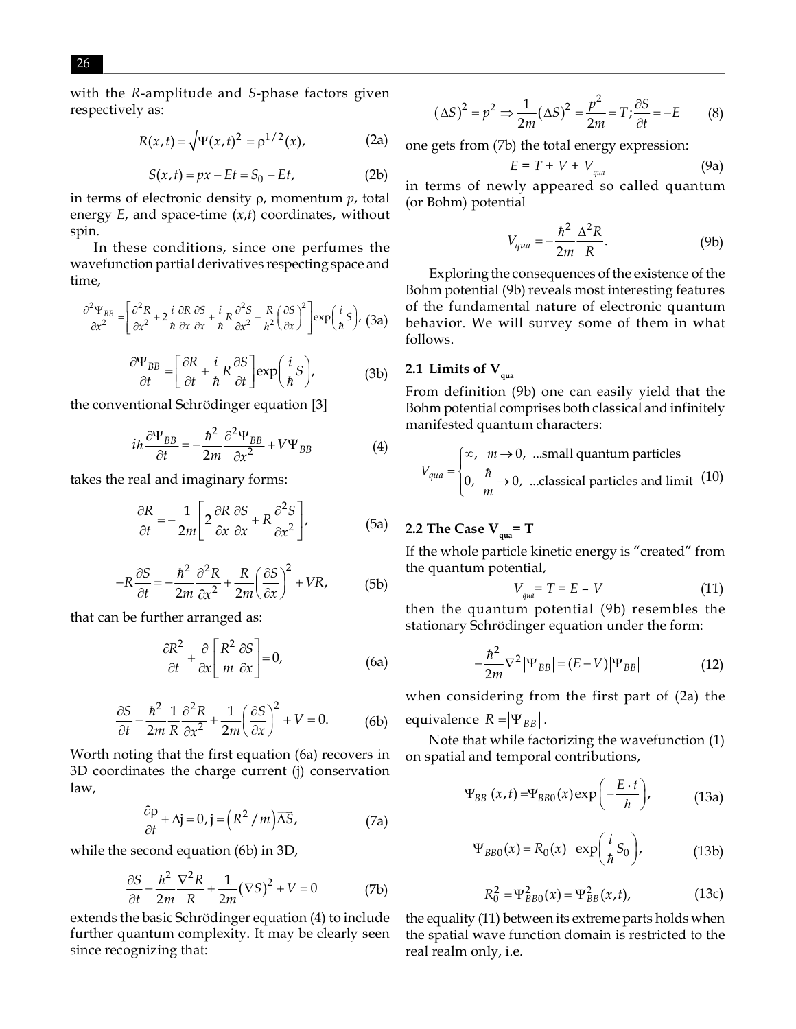with the *R*-amplitude and *S*-phase factors given respectively as:

$$R(x,t) = \sqrt{\Psi(x,t)^2} = \rho^{1/2}(x), \tag{2a}$$

$$S(x,t) = px - Et = S_0 - Et, \tag{2b}$$

in terms of electronic density ρ, momentum *p*, total energy *E*, and space-time (*x*,*t*) coordinates, without spin.

In these conditions, since one perfumes the wavefunction partial derivatives respecting space and time,

$$\frac{\partial^2 \Psi_{BB}}{\partial x^2} = \left[\frac{\partial^2 R}{\partial x^2} + 2\frac{i}{\hbar}\frac{\partial R}{\partial x}\frac{\partial S}{\partial x} + \frac{i}{\hbar}R\frac{\partial^2 S}{\partial x^2} - \frac{R}{\hbar^2}\left(\frac{\partial S}{\partial x}\right)^2\right]\exp\left(\frac{i}{\hbar}S\right), \tag{3a}$$

$$\frac{\partial \Psi_{BB}}{\partial t} = \left[\frac{\partial R}{\partial t} + \frac{i}{\hbar}R\frac{\partial S}{\partial t}\right]\exp\left(\frac{i}{\hbar}S\right), \tag{3b}$$

the conventional Schrödinger equation [3]

$$i\hbar\frac{\partial \Psi_{BB}}{\partial t} = -\frac{\hbar^2}{2m}\frac{\partial^2 \Psi_{BB}}{\partial x^2} + V\Psi_{BB} \tag{4}$$

takes the real and imaginary forms:

$$\frac{\partial R}{\partial t} = -\frac{1}{2m}\left[2\frac{\partial R}{\partial x}\frac{\partial S}{\partial x} + R\frac{\partial^2 S}{\partial x^2}\right], \tag{5a}$$

$$-R\frac{\partial S}{\partial t} = -\frac{\hbar^2}{2m}\frac{\partial^2 R}{\partial x^2} + \frac{R}{2m}\left(\frac{\partial S}{\partial x}\right)^2 + VR, \tag{5b}$$

that can be further arranged as:

$$\frac{\partial R^2}{\partial t} + \frac{\partial}{\partial x}\left[\frac{R^2}{m}\frac{\partial S}{\partial x}\right] = 0, \tag{6a}$$

$$\frac{\partial S}{\partial t} - \frac{\hbar^2}{2m}\frac{1}{R}\frac{\partial^2 R}{\partial x^2} + \frac{1}{2m}\left(\frac{\partial S}{\partial x}\right)^2 + V = 0. \tag{6b}$$

Worth noting that the first equation (6a) recovers in 3D coordinates the charge current (j) conservation law,

$$\frac{\partial \rho}{\partial t} + \Delta \mathrm{j} = 0, \mathrm{j} = \left(R^2/m\right)\overline{\Delta S}, \tag{7a}$$

while the second equation (6b) in 3D,

$$\frac{\partial S}{\partial t} - \frac{\hbar^2}{2m}\frac{\nabla^2 R}{R} + \frac{1}{2m}(\nabla S)^2 + V = 0 \tag{7b}$$

extends the basic Schrödinger equation (4) to include further quantum complexity. It may be clearly seen since recognizing that:

$$(\Delta S)^2 = p^2 \Rightarrow \frac{1}{2m}(\Delta S)^2 = \frac{p^2}{2m} = T; \frac{\partial S}{\partial t} = -E \tag{8}$$

one gets from (7b) the total energy expression:

$$E = T + V + V_{qua} \tag{9a}$$

in terms of newly appeared so called quantum (or Bohm) potential

$$V_{qua} = -\frac{\hbar^2}{2m}\frac{\Delta^2 R}{R}. \tag{9b}$$

Exploring the consequences of the existence of the Bohm potential (9b) reveals most interesting features of the fundamental nature of electronic quantum behavior. We will survey some of them in what follows.

## 2.1 Limits of $V_{qua}$

From definition (9b) one can easily yield that the Bohm potential comprises both classical and infinitely manifested quantum characters:

$$V_{qua} = \begin{cases} \infty, & m \to 0, \text{ ...small quantum particles} \\ 0, & \dfrac{\hbar}{m} \to 0, \text{ ...classical particles and limit} \end{cases} \tag{10}$$

## 2.2 The Case $V_{qua}$ = T

If the whole particle kinetic energy is "created" from the quantum potential,

$$V_{qua} = T = E - V \tag{11}$$

then the quantum potential (9b) resembles the stationary Schrödinger equation under the form:

$$-\frac{\hbar^2}{2m}\nabla^2|\Psi_{BB}| = (E - V)|\Psi_{BB}| \tag{12}$$

when considering from the first part of (2a) the equivalence $R = |\Psi_{BB}|$.

Note that while factorizing the wavefunction (1) on spatial and temporal contributions,

$$\Psi_{BB}(x,t) = \Psi_{BB0}(x)\exp\left(-\frac{E \cdot t}{\hbar}\right), \tag{13a}$$

$$\Psi_{BB0}(x) = R_0(x) \exp\left(\frac{i}{\hbar}S_0\right), \tag{13b}$$

$$R_0^2 = \Psi_{BB0}^2(x) = \Psi_{BB}^2(x,t), \tag{13c}$$

the equality (11) between its extreme parts holds when the spatial wave function domain is restricted to the real realm only, i.e.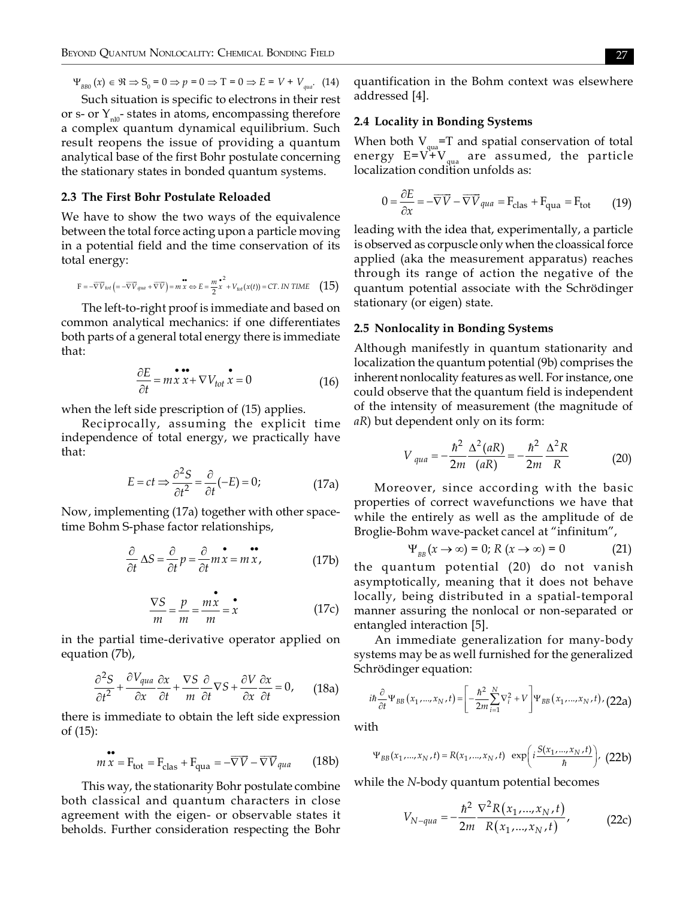$$\Psi_{BB0}(x) \in \Re \Rightarrow S_0 = 0 \Rightarrow p = 0 \Rightarrow T = 0 \Rightarrow E = V + V_{qua}. \quad (14)$$

Such situation is specific to electrons in their rest or s- or $Y_{nl0}$- states in atoms, encompassing therefore a complex quantum dynamical equilibrium. Such result reopens the issue of providing a quantum analytical base of the first Bohr postulate concerning the stationary states in bonded quantum systems.

### 2.3 The First Bohr Postulate Reloaded

We have to show the two ways of the equivalence between the total force acting upon a particle moving in a potential field and the time conservation of its total energy:

$$F = -\overline{\nabla V}_{tot}\left(= -\overline{\nabla V}_{qua} + \overline{\nabla V}\right) = m\ddot{x} \Leftrightarrow E = \frac{m}{2}\dot{x}^2 + V_{tot}(x(t)) = CT.\ IN\ TIME \quad (15)$$

The left-to-right proof is immediate and based on common analytical mechanics: if one differentiates both parts of a general total energy there is immediate that:

$$\frac{\partial E}{\partial t} = m\dot{x}\ddot{x} + \nabla V_{tot}\dot{x} = 0 \quad (16)$$

when the left side prescription of (15) applies.

Reciprocally, assuming the explicit time independence of total energy, we practically have that:

$$E = ct \Rightarrow \frac{\partial^2 S}{\partial t^2} = \frac{\partial}{\partial t}(-E) = 0; \quad (17a)$$

Now, implementing (17a) together with other space-time Bohm S-phase factor relationships,

$$\frac{\partial}{\partial t}\Delta S = \frac{\partial}{\partial t}p = \frac{\partial}{\partial t}m\dot{x} = m\ddot{x}, \quad (17b)$$

$$\frac{\nabla S}{m} = \frac{p}{m} = \frac{m\dot{x}}{m} = \dot{x} \quad (17c)$$

in the partial time-derivative operator applied on equation (7b),

$$\frac{\partial^2 S}{\partial t^2} + \frac{\partial V_{qua}}{\partial x}\frac{\partial x}{\partial t} + \frac{\nabla S}{m}\frac{\partial}{\partial t}\nabla S + \frac{\partial V}{\partial x}\frac{\partial x}{\partial t} = 0, \quad (18a)$$

there is immediate to obtain the left side expression of (15):

$$m\ddot{x} = F_{tot} = F_{clas} + F_{qua} = -\overline{\nabla V} - \overline{\nabla V}_{qua} \quad (18b)$$

This way, the stationarity Bohr postulate combine both classical and quantum characters in close agreement with the eigen- or observable states it beholds. Further consideration respecting the Bohr quantification in the Bohm context was elsewhere addressed [4].

### 2.4 Locality in Bonding Systems

When both $V_{qua}$=T and spatial conservation of total energy $E=V+V_{qua}$ are assumed, the particle localization condition unfolds as:

$$0 = \frac{\partial E}{\partial x} = -\overline{\nabla V} - \overline{\nabla V}_{qua} = F_{clas} + F_{qua} = F_{tot} \quad (19)$$

leading with the idea that, experimentally, a particle is observed as corpuscle only when the cloassical force applied (aka the measurement apparatus) reaches through its range of action the negative of the quantum potential associate with the Schrödinger stationary (or eigen) state.

### 2.5 Nonlocality in Bonding Systems

Although manifestly in quantum stationarity and localization the quantum potential (9b) comprises the inherent nonlocality features as well. For instance, one could observe that the quantum field is independent of the intensity of measurement (the magnitude of $aR$) but dependent only on its form:

$$V_{qua} = -\frac{\hbar^2}{2m}\frac{\Delta^2(aR)}{(aR)} = -\frac{\hbar^2}{2m}\frac{\Delta^2 R}{R} \quad (20)$$

Moreover, since according with the basic properties of correct wavefunctions we have that while the entirely as well as the amplitude of de Broglie-Bohm wave-packet cancel at "infinitum",

$$\Psi_{BB}(x \to \infty) = 0;\ R(x \to \infty) = 0 \quad (21)$$

the quantum potential (20) do not vanish asymptotically, meaning that it does not behave locally, being distributed in a spatial-temporal manner assuring the nonlocal or non-separated or entangled interaction [5].

An immediate generalization for many-body systems may be as well furnished for the generalized Schrödinger equation:

$$i\hbar\frac{\partial}{\partial t}\Psi_{BB}(x_1,...,x_N,t) = \left[-\frac{\hbar^2}{2m}\sum_{i=1}^{N}\nabla_i^2 + V\right]\Psi_{BB}(x_1,...,x_N,t), \quad (22a)$$

with

$$\Psi_{BB}(x_1,...,x_N,t) = R(x_1,...,x_N,t)\ \exp\left(i\frac{S(x_1,...,x_N,t)}{\hbar}\right), \quad (22b)$$

while the $N$-body quantum potential becomes

$$V_{N-qua} = -\frac{\hbar^2}{2m}\frac{\nabla^2 R(x_1,...,x_N,t)}{R(x_1,...,x_N,t)}, \quad (22c)$$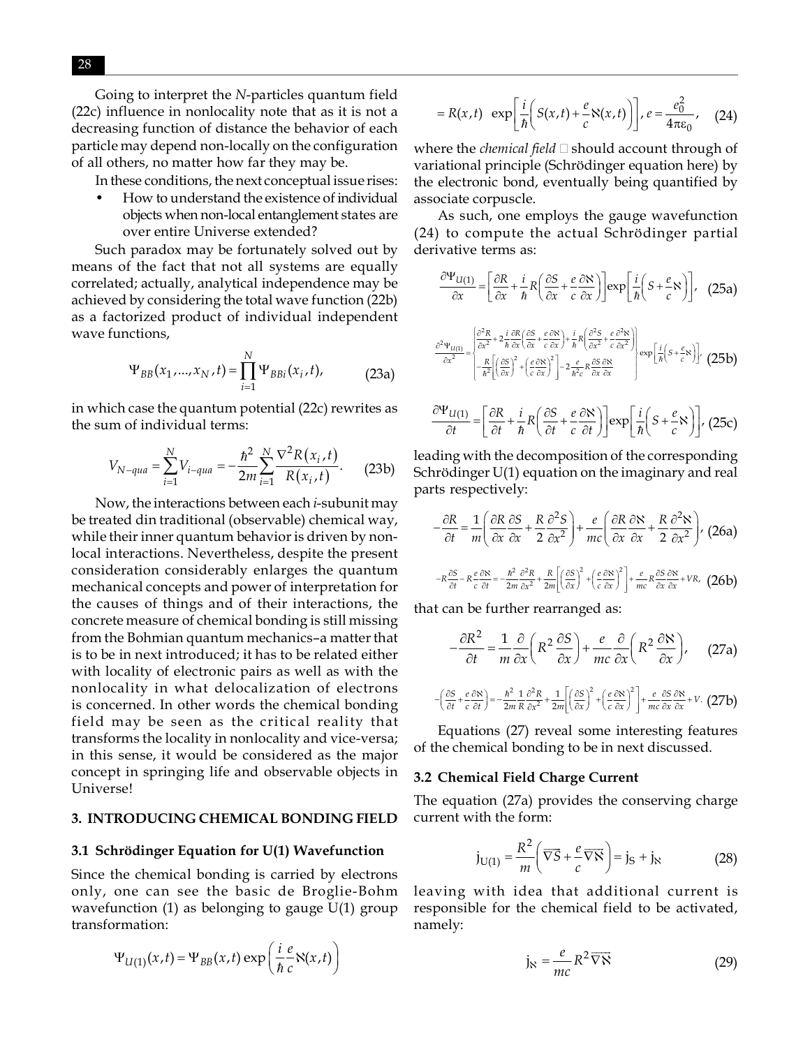Going to interpret the *N*-particles quantum field (22c) influence in nonlocality note that as it is not a decreasing function of distance the behavior of each particle may depend non-locally on the configuration of all others, no matter how far they may be.

In these conditions, the next conceptual issue rises:

- How to understand the existence of individual objects when non-local entanglement states are over entire Universe extended?

Such paradox may be fortunately solved out by means of the fact that not all systems are equally correlated; actually, analytical independence may be achieved by considering the total wave function (22b) as a factorized product of individual independent wave functions,

$$\Psi_{BB}(x_1,...,x_N,t)=\prod_{i=1}^{N}\Psi_{BBi}(x_i,t), \tag{23a}$$

in which case the quantum potential (22c) rewrites as the sum of individual terms:

$$V_{N-qua}=\sum_{i=1}^{N}V_{i-qua}=-\frac{\hbar^2}{2m}\sum_{i=1}^{N}\frac{\nabla^2 R(x_i,t)}{R(x_i,t)}. \tag{23b}$$

Now, the interactions between each *i*-subunit may be treated din traditional (observable) chemical way, while their inner quantum behavior is driven by non-local interactions. Nevertheless, despite the present consideration considerably enlarges the quantum mechanical concepts and power of interpretation for the causes of things and of their interactions, the concrete measure of chemical bonding is still missing from the Bohmian quantum mechanics– a matter that is to be in next introduced; it has to be related either with locality of electronic pairs as well as with the nonlocality in what delocalization of electrons is concerned. In other words the chemical bonding field may be seen as the critical reality that transforms the locality in nonlocality and vice-versa; in this sense, it would be considered as the major concept in springing life and observable objects in Universe!

## 3. INTRODUCING CHEMICAL BONDING FIELD

### 3.1 Schrödinger Equation for U(1) Wavefunction

Since the chemical bonding is carried by electrons only, one can see the basic de Broglie-Bohm wavefunction (1) as belonging to gauge U(1) group transformation:

$$\Psi_{U(1)}(x,t)=\Psi_{BB}(x,t)\exp\left(\frac{i}{\hbar}\frac{e}{c}\aleph(x,t)\right)$$

$$=R(x,t)\ \exp\left[\frac{i}{\hbar}\left(S(x,t)+\frac{e}{c}\aleph(x,t)\right)\right],\ e=\frac{e_0^2}{4\pi\varepsilon_0}, \tag{24}$$

where the *chemical field* ℵ should account through of variational principle (Schrödinger equation here) by the electronic bond, eventually being quantified by associate corpuscle.

As such, one employs the gauge wavefunction (24) to compute the actual Schrödinger partial derivative terms as:

$$\frac{\partial\Psi_{U(1)}}{\partial x}=\left[\frac{\partial R}{\partial x}+\frac{i}{\hbar}R\left(\frac{\partial S}{\partial x}+\frac{e}{c}\frac{\partial\aleph}{\partial x}\right)\right]\exp\left[\frac{i}{\hbar}\left(S+\frac{e}{c}\aleph\right)\right], \tag{25a}$$

$$\frac{\partial^2\Psi_{U(1)}}{\partial x^2}=\left\{\begin{aligned}&\frac{\partial^2 R}{\partial x^2}+2\frac{i}{\hbar}\frac{\partial R}{\partial x}\left(\frac{\partial S}{\partial x}+\frac{e}{c}\frac{\partial\aleph}{\partial x}\right)+\frac{i}{\hbar}R\left(\frac{\partial^2 S}{\partial x^2}+\frac{e}{c}\frac{\partial^2\aleph}{\partial x^2}\right)\\&-\frac{R}{\hbar^2}\left[\left(\frac{\partial S}{\partial x}\right)^2+\left(\frac{e}{c}\frac{\partial\aleph}{\partial x}\right)^2\right]-2\frac{e}{\hbar^2 c}R\frac{\partial S}{\partial x}\frac{\partial\aleph}{\partial x}\end{aligned}\right\}\exp\left[\frac{i}{\hbar}\left(S+\frac{e}{c}\aleph\right)\right], \tag{25b}$$

$$\frac{\partial\Psi_{U(1)}}{\partial t}=\left[\frac{\partial R}{\partial t}+\frac{i}{\hbar}R\left(\frac{\partial S}{\partial t}+\frac{e}{c}\frac{\partial\aleph}{\partial t}\right)\right]\exp\left[\frac{i}{\hbar}\left(S+\frac{e}{c}\aleph\right)\right], \tag{25c}$$

leading with the decomposition of the corresponding Schrödinger U(1) equation on the imaginary and real parts respectively:

$$-\frac{\partial R}{\partial t}=\frac{1}{m}\left(\frac{\partial R}{\partial x}\frac{\partial S}{\partial x}+\frac{R}{2}\frac{\partial^2 S}{\partial x^2}\right)+\frac{e}{mc}\left(\frac{\partial R}{\partial x}\frac{\partial\aleph}{\partial x}+\frac{R}{2}\frac{\partial^2\aleph}{\partial x^2}\right), \tag{26a}$$

$$-R\frac{\partial S}{\partial t}-R\frac{e}{c}\frac{\partial\aleph}{\partial t}=-\frac{\hbar^2}{2m}\frac{\partial^2 R}{\partial x^2}+\frac{R}{2m}\left[\left(\frac{\partial S}{\partial x}\right)^2+\left(\frac{e}{c}\frac{\partial\aleph}{\partial x}\right)^2\right]+\frac{e}{mc}R\frac{\partial S}{\partial x}\frac{\partial\aleph}{\partial x}+VR, \tag{26b}$$

that can be further rearranged as:

$$-\frac{\partial R^2}{\partial t}=\frac{1}{m}\frac{\partial}{\partial x}\left(R^2\frac{\partial S}{\partial x}\right)+\frac{e}{mc}\frac{\partial}{\partial x}\left(R^2\frac{\partial\aleph}{\partial x}\right), \tag{27a}$$

$$-\left(\frac{\partial S}{\partial t}+\frac{e}{c}\frac{\partial\aleph}{\partial t}\right)=-\frac{\hbar^2}{2m}\frac{1}{R}\frac{\partial^2 R}{\partial x^2}+\frac{1}{2m}\left[\left(\frac{\partial S}{\partial x}\right)^2+\left(\frac{e}{c}\frac{\partial\aleph}{\partial x}\right)^2\right]+\frac{e}{mc}\frac{\partial S}{\partial x}\frac{\partial\aleph}{\partial x}+V. \tag{27b}$$

Equations (27) reveal some interesting features of the chemical bonding to be in next discussed.

### 3.2 Chemical Field Charge Current

The equation (27a) provides the conserving charge current with the form:

$$j_{U(1)}=\frac{R^2}{m}\left(\overline{\nabla S}+\frac{e}{c}\overline{\nabla\aleph}\right)=j_S+j_\aleph \tag{28}$$

leaving with idea that additional current is responsible for the chemical field to be activated, namely:

$$j_\aleph=\frac{e}{mc}R^2\overline{\nabla\aleph} \tag{29}$$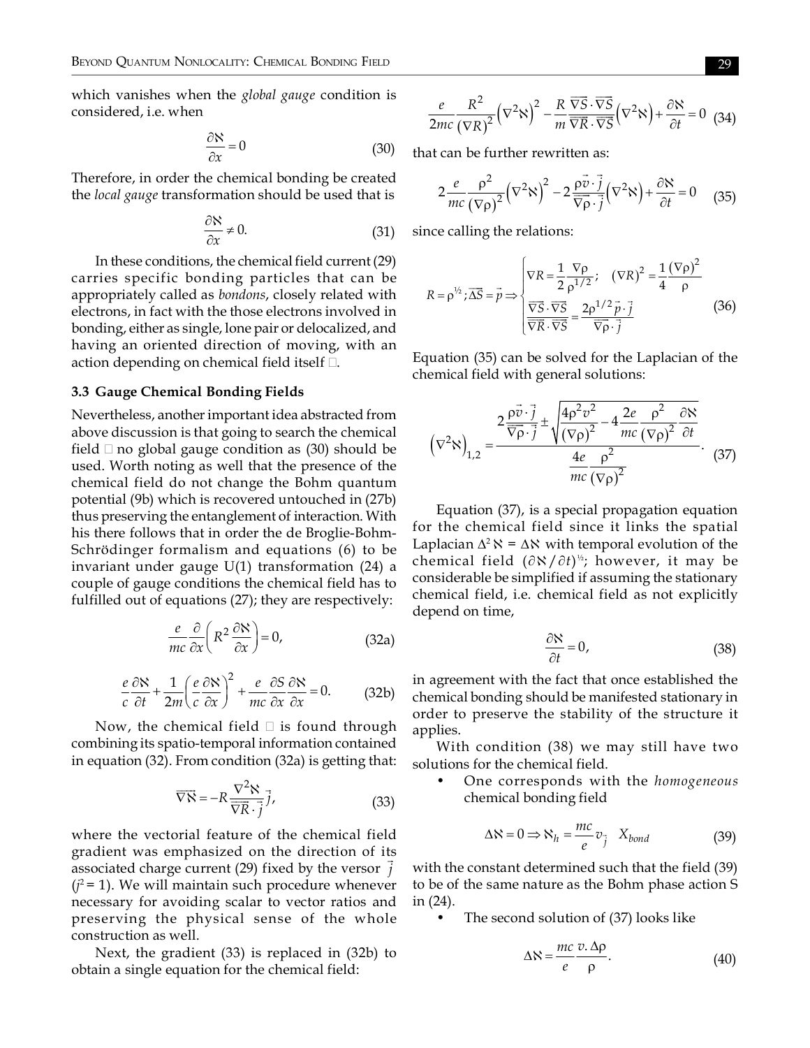which vanishes when the *global gauge* condition is considered, i.e. when

$$\frac{\partial \aleph}{\partial x} = 0 \tag{30}$$

Therefore, in order the chemical bonding be created the *local gauge* transformation should be used that is

$$\frac{\partial \aleph}{\partial x} \neq 0. \tag{31}$$

In these conditions, the chemical field current (29) carries specific bonding particles that can be appropriately called as *bondons*, closely related with electrons, in fact with the those electrons involved in bonding, either as single, lone pair or delocalized, and having an oriented direction of moving, with an action depending on chemical field itself $\aleph$.

### 3.3 Gauge Chemical Bonding Fields

Nevertheless, another important idea abstracted from above discussion is that going to search the chemical field $\aleph$ no global gauge condition as (30) should be used. Worth noting as well that the presence of the chemical field do not change the Bohm quantum potential (9b) which is recovered untouched in (27b) thus preserving the entanglement of interaction. With his there follows that in order the de Broglie-Bohm-Schrödinger formalism and equations (6) to be invariant under gauge U(1) transformation (24) a couple of gauge conditions the chemical field has to fulfilled out of equations (27); they are respectively:

$$\frac{e}{mc}\frac{\partial}{\partial x}\left(R^2 \frac{\partial \aleph}{\partial x}\right) = 0, \tag{32a}$$

$$\frac{e}{c}\frac{\partial \aleph}{\partial t} + \frac{1}{2m}\left(\frac{e}{c}\frac{\partial \aleph}{\partial x}\right)^2 + \frac{e}{mc}\frac{\partial S}{\partial x}\frac{\partial \aleph}{\partial x} = 0. \tag{32b}$$

Now, the chemical field $\aleph$ is found through combining its spatio-temporal information contained in equation (32). From condition (32a) is getting that:

$$\overrightarrow{\nabla \aleph} = -R\frac{\nabla^2 \aleph}{\overrightarrow{\nabla R} \cdot \vec{j}}\vec{j}, \tag{33}$$

where the vectorial feature of the chemical field gradient was emphasized on the direction of its associated charge current (29) fixed by the versor $\vec{j}$ ($j^2 = 1$). We will maintain such procedure whenever necessary for avoiding scalar to vector ratios and preserving the physical sense of the whole construction as well.

Next, the gradient (33) is replaced in (32b) to obtain a single equation for the chemical field:

$$\frac{e}{2mc}\frac{R^2}{(\nabla R)^2}\left(\nabla^2 \aleph\right)^2 - \frac{R}{m}\frac{\overrightarrow{\nabla S} \cdot \overrightarrow{\nabla S}}{\overrightarrow{\nabla R} \cdot \overrightarrow{\nabla S}}\left(\nabla^2 \aleph\right) + \frac{\partial \aleph}{\partial t} = 0 \tag{34}$$

that can be further rewritten as:

$$2\frac{e}{mc}\frac{\rho^2}{(\nabla \rho)^2}\left(\nabla^2 \aleph\right)^2 - 2\frac{\rho \vec{v} \cdot \vec{j}}{\overrightarrow{\nabla \rho} \cdot \vec{j}}\left(\nabla^2 \aleph\right) + \frac{\partial \aleph}{\partial t} = 0 \tag{35}$$

since calling the relations:

$$R = \rho^{1/2}; \overrightarrow{\Delta S} = \vec{p} \Rightarrow \begin{cases} \nabla R = \dfrac{1}{2}\dfrac{\nabla \rho}{\rho^{1/2}}; \quad (\nabla R)^2 = \dfrac{1}{4}\dfrac{(\nabla \rho)^2}{\rho} \\ \dfrac{\overrightarrow{\nabla S} \cdot \overrightarrow{\nabla S}}{\overrightarrow{\nabla R} \cdot \overrightarrow{\nabla S}} = \dfrac{2\rho^{1/2}\vec{p} \cdot \vec{j}}{\overrightarrow{\nabla \rho} \cdot \vec{j}} \end{cases} \tag{36}$$

Equation (35) can be solved for the Laplacian of the chemical field with general solutions:

$$\left(\nabla^2 \aleph\right)_{1,2} = \frac{2\dfrac{\rho \vec{v} \cdot \vec{j}}{\overrightarrow{\nabla \rho} \cdot \vec{j}} \pm \sqrt{\dfrac{4\rho^2 v^2}{(\nabla \rho)^2} - 4\dfrac{2e}{mc}\dfrac{\rho^2}{(\nabla \rho)^2}\dfrac{\partial \aleph}{\partial t}}}{\dfrac{4e}{mc}\dfrac{\rho^2}{(\nabla \rho)^2}}. \tag{37}$$

Equation (37), is a special propagation equation for the chemical field since it links the spatial Laplacian $\Delta^2 \aleph = \Delta \aleph$ with temporal evolution of the chemical field $(\partial \aleph / \partial t)^{1/2}$; however, it may be considerable be simplified if assuming the stationary chemical field, i.e. chemical field as not explicitly depend on time,

$$\frac{\partial \aleph}{\partial t} = 0, \tag{38}$$

in agreement with the fact that once established the chemical bonding should be manifested stationary in order to preserve the stability of the structure it applies.

With condition (38) we may still have two solutions for the chemical field.

- One corresponds with the *homogeneous* chemical bonding field

$$\Delta \aleph = 0 \Rightarrow \aleph_h = \frac{mc}{e} v_{\vec{j}} \quad X_{bond} \tag{39}$$

with the constant determined such that the field (39) to be of the same nature as the Bohm phase action S in (24).

- The second solution of (37) looks like

$$\Delta \aleph = \frac{mc}{e}\frac{v.\Delta \rho}{\rho}. \tag{40}$$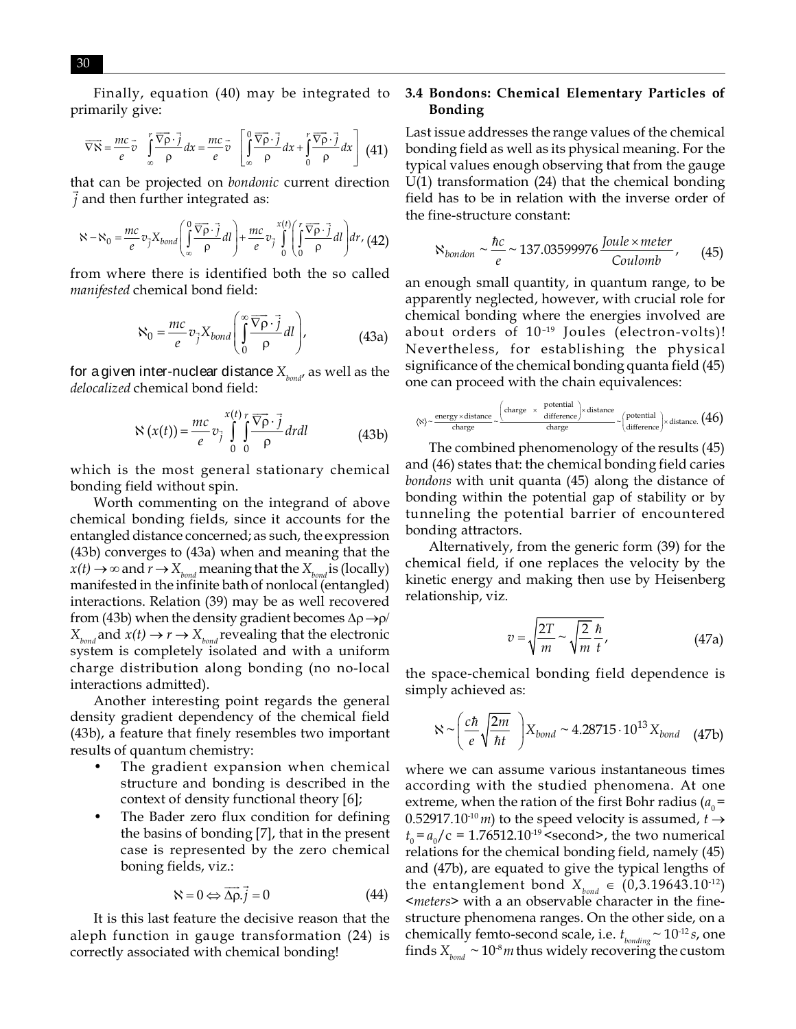Finally, equation (40) may be integrated to primarily give:

$$\overrightarrow{\nabla \aleph} = \frac{mc}{e}\vec{v}\int_{\infty}^{r}\frac{\overrightarrow{\nabla\rho}\cdot\vec{j}}{\rho}dx = \frac{mc}{e}\vec{v}\left[\int_{\infty}^{0}\frac{\overrightarrow{\nabla\rho}\cdot\vec{j}}{\rho}dx + \int_{0}^{r}\frac{\overrightarrow{\nabla\rho}\cdot\vec{j}}{\rho}dx\right] \quad (41)$$

that can be projected on *bondonic* current direction $\vec{j}$ and then further integrated as:

$$\aleph - \aleph_0 = \frac{mc}{e}v_{\vec{j}}X_{bond}\left(\int_{\infty}^{0}\frac{\overrightarrow{\nabla\rho}\cdot\vec{j}}{\rho}dl\right) + \frac{mc}{e}v_{\vec{j}}\int_{0}^{x(t)}\left(\int_{0}^{r}\frac{\overrightarrow{\nabla\rho}\cdot\vec{j}}{\rho}dl\right)dr, \quad (42)$$

from where there is identified both the so called *manifested* chemical bond field:

$$\aleph_0 = \frac{mc}{e}v_{\vec{j}}X_{bond}\left(\int_{0}^{\infty}\frac{\overrightarrow{\nabla\rho}\cdot\vec{j}}{\rho}dl\right), \quad (43a)$$

for a given inter-nuclear distance $X_{bond}$, as well as the *delocalized* chemical bond field:

$$\aleph(x(t)) = \frac{mc}{e}v_{\vec{j}}\int_{0}^{x(t)}\int_{0}^{r}\frac{\overrightarrow{\nabla\rho}\cdot\vec{j}}{\rho}drdl \quad (43b)$$

which is the most general stationary chemical bonding field without spin.

Worth commenting on the integrand of above chemical bonding fields, since it accounts for the entangled distance concerned; as such, the expression (43b) converges to (43a) when and meaning that the $x(t) \to \infty$ and $r \to X_{bond}$ meaning that the $X_{bond}$ is (locally) manifested in the infinite bath of nonlocal (entangled) interactions. Relation (39) may be as well recovered from (43b) when the density gradient becomes $\Delta\rho \to \rho/X_{bond}$ and $x(t) \to r \to X_{bond}$ revealing that the electronic system is completely isolated and with a uniform charge distribution along bonding (no no-local interactions admitted).

Another interesting point regards the general density gradient dependency of the chemical field (43b), a feature that finely resembles two important results of quantum chemistry:

- The gradient expansion when chemical structure and bonding is described in the context of density functional theory [6];
- The Bader zero flux condition for defining the basins of bonding [7], that in the present case is represented by the zero chemical boning fields, viz.:

$$\aleph = 0 \Leftrightarrow \overrightarrow{\Delta\rho}.\vec{j} = 0 \quad (44)$$

It is this last feature the decisive reason that the aleph function in gauge transformation (24) is correctly associated with chemical bonding!

### 3.4 Bondons: Chemical Elementary Particles of Bonding

Last issue addresses the range values of the chemical bonding field as well as its physical meaning. For the typical values enough observing that from the gauge U(1) transformation (24) that the chemical bonding field has to be in relation with the inverse order of the fine-structure constant:

$$\aleph_{bondon} \sim \frac{\hbar c}{e} \sim 137.03599976\frac{Joule \times meter}{Coulomb}, \quad (45)$$

an enough small quantity, in quantum range, to be apparently neglected, however, with crucial role for chemical bonding where the energies involved are about orders of $10^{-19}$ Joules (electron-volts)! Nevertheless, for establishing the physical significance of the chemical bonding quanta field (45) one can proceed with the chain equivalences:

$$\langle\aleph\rangle \sim \frac{\text{energy} \times \text{distance}}{\text{charge}} \sim \frac{\left(\text{charge} \times \begin{array}{c}\text{potential}\\ \text{difference}\end{array}\right) \times \text{distance}}{\text{charge}} \sim \left(\begin{array}{c}\text{potential}\\ \text{difference}\end{array}\right) \times \text{distance}. \quad (46)$$

The combined phenomenology of the results (45) and (46) states that: the chemical bonding field caries *bondons* with unit quanta (45) along the distance of bonding within the potential gap of stability or by tunneling the potential barrier of encountered bonding attractors.

Alternatively, from the generic form (39) for the chemical field, if one replaces the velocity by the kinetic energy and making then use by Heisenberg relationship, viz.

$$v = \sqrt{\frac{2T}{m}} \sim \sqrt{\frac{2}{m}\frac{\hbar}{t}}, \quad (47a)$$

the space-chemical bonding field dependence is simply achieved as:

$$\aleph \sim \left(\frac{c\hbar}{e}\sqrt{\frac{2m}{\hbar t}}\right)X_{bond} \sim 4.28715 \cdot 10^{13}X_{bond} \quad (47b)$$

where we can assume various instantaneous times according with the studied phenomena. At one extreme, when the ration of the first Bohr radius ($a_0 = 0.52917.10^{-10}\,m$) to the speed velocity is assumed, $t \to t_0 = a_0/c = 1.76512.10^{-19}$ <second>, the two numerical relations for the chemical bonding field, namely (45) and (47b), are equated to give the typical lengths of the entanglement bond $X_{bond} \in (0, 3.19643.10^{-12})$ <*meters*> with a an observable character in the fine-structure phenomena ranges. On the other side, on a chemically femto-second scale, i.e. $t_{bonding} \sim 10^{-12}\,s$, one finds $X_{bond} \sim 10^{-8}\,m$ thus widely recovering the custom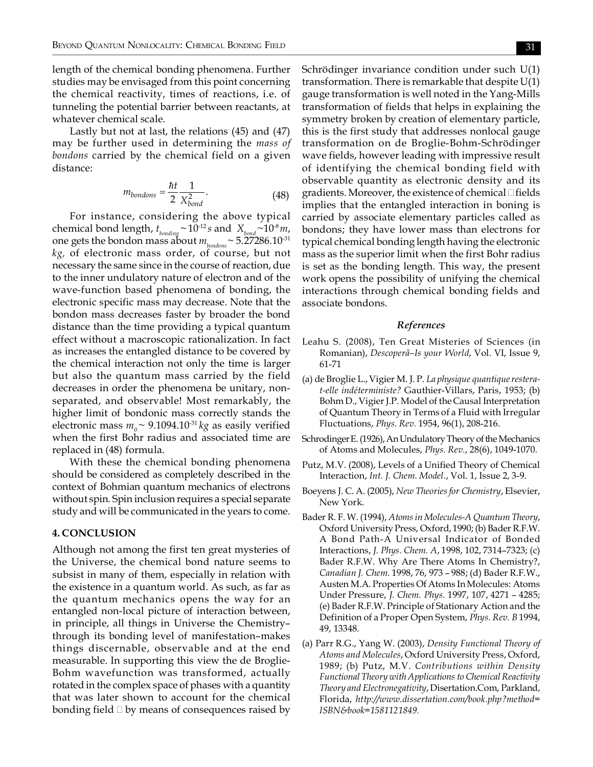length of the chemical bonding phenomena. Further studies may be envisaged from this point concerning the chemical reactivity, times of reactions, i.e. of tunneling the potential barrier between reactants, at whatever chemical scale.

Lastly but not at last, the relations (45) and (47) may be further used in determining the *mass of bondons* carried by the chemical field on a given distance:

$$m_{bondons} = \frac{\hbar t}{2} \frac{1}{X_{bond}^2}. \tag{48}$$

For instance, considering the above typical chemical bond length, $t_{bonding} \sim 10^{-12} s$ and $X_{bond} \sim 10^{-8} m$, one gets the bondon mass about $m_{bondons} \sim 5.27286.10^{-31}$ *kg*, of electronic mass order, of course, but not necessary the same since in the course of reaction, due to the inner undulatory nature of electron and of the wave-function based phenomena of bonding, the electronic specific mass may decrease. Note that the bondon mass decreases faster by broader the bond distance than the time providing a typical quantum effect without a macroscopic rationalization. In fact as increases the entangled distance to be covered by the chemical interaction not only the time is larger but also the quantum mass carried by the field decreases in order the phenomena be unitary, non-separated, and observable! Most remarkably, the higher limit of bondonic mass correctly stands the electronic mass $m_0 \sim 9.1094.10^{-31}$ *kg* as easily verified when the first Bohr radius and associated time are replaced in (48) formula.

With these the chemical bonding phenomena should be considered as completely described in the context of Bohmian quantum mechanics of electrons without spin. Spin inclusion requires a special separate study and will be communicated in the years to come.

## 4. CONCLUSION

Although not among the first ten great mysteries of the Universe, the chemical bond nature seems to subsist in many of them, especially in relation with the existence in a quantum world. As such, as far as the quantum mechanics opens the way for an entangled non-local picture of interaction between, in principle, all things in Universe the Chemistry– through its bonding level of manifestation–makes things discernable, observable and at the end measurable. In supporting this view the de Broglie-Bohm wavefunction was transformed, actually rotated in the complex space of phases with a quantity that was later shown to account for the chemical bonding field  by means of consequences raised by Schrödinger invariance condition under such U(1) transformation. There is remarkable that despite U(1) gauge transformation is well noted in the Yang-Mills transformation of fields that helps in explaining the symmetry broken by creation of elementary particle, this is the first study that addresses nonlocal gauge transformation on de Broglie-Bohm-Schrödinger wave fields, however leading with impressive result of identifying the chemical bonding field with observable quantity as electronic density and its gradients. Moreover, the existence of chemical  fields implies that the entangled interaction in boning is carried by associate elementary particles called as bondons; they have lower mass than electrons for typical chemical bonding length having the electronic mass as the superior limit when the first Bohr radius is set as the bonding length. This way, the present work opens the possibility of unifying the chemical interactions through chemical bonding fields and associate bondons.

### *References*

Leahu S. (2008), Ten Great Misteries of Sciences (in Romanian), *Descoperã–Is your World*, Vol. VI, Issue 9, 61-71

(a) de Broglie L., Vigier M. J. P. *La physique quantique restera-t-elle indéterministe?* Gauthier-Villars, Paris, 1953; (b) Bohm D., Vigier J.P. Model of the Causal Interpretation of Quantum Theory in Terms of a Fluid with Irregular Fluctuations, *Phys. Rev.* 1954, 96(1), 208-216.

Schrodinger E. (1926), An Undulatory Theory of the Mechanics of Atoms and Molecules, *Phys. Rev.*, 28(6), 1049-1070.

Putz, M.V. (2008), Levels of a Unified Theory of Chemical Interaction, *Int. J. Chem. Model.*, Vol. 1, Issue 2, 3-9.

Boeyens J. C. A. (2005), *New Theories for Chemistry*, Elsevier, New York.

Bader R. F. W. (1994), *Atoms in Molecules-A Quantum Theory*, Oxford University Press, Oxford, 1990; (b) Bader R.F.W. A Bond Path-A Universal Indicator of Bonded Interactions, *J. Phys. Chem. A*, 1998, 102, 7314–7323; (c) Bader R.F.W. Why Are There Atoms In Chemistry?, *Canadian J. Chem.* 1998, 76, 973 – 988; (d) Bader R.F.W., Austen M.A. Properties Of Atoms In Molecules: Atoms Under Pressure, *J. Chem. Phys.* 1997, 107, 4271 – 4285; (e) Bader R.F.W. Principle of Stationary Action and the Definition of a Proper Open System, *Phys. Rev. B* 1994, 49, 13348.

(a) Parr R.G., Yang W. (2003), *Density Functional Theory of Atoms and Molecules*, Oxford University Press, Oxford, 1989; (b) Putz, M.V. *Contributions within Density Functional Theory with Applications to Chemical Reactivity Theory and Electronegativity*, Disertation.Com, Parkland, Florida, *http://www.dissertation.com/book.php?method=ISBN&book=1581121849.*